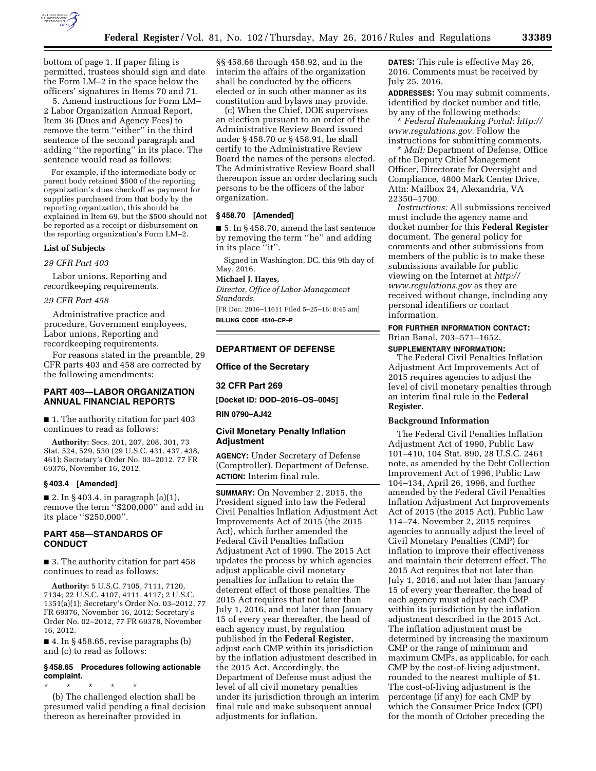bottom of page 1. If paper filing is permitted, trustees should sign and date the Form LM–2 in the space below the officers' signatures in Items 70 and 71.

5. Amend instructions for Form LM–2 Labor Organization Annual Report, Item 36 (Dues and Agency Fees) to remove the term "either" in the third sentence of the second paragraph and adding "the reporting" in its place. The sentence would read as follows:

For example, if the intermediate body or parent body retained $500 of the reporting organization's dues checkoff as payment for supplies purchased from that body by the reporting organization, this should be explained in Item 69, but the $500 should not be reported as a receipt or disbursement on the reporting organization's Form LM–2.

**List of Subjects**

*29 CFR Part 403*

Labor unions, Reporting and recordkeeping requirements.

*29 CFR Part 458*

Administrative practice and procedure, Government employees, Labor unions, Reporting and recordkeeping requirements.

For reasons stated in the preamble, 29 CFR parts 403 and 458 are corrected by the following amendments:

## PART 403—LABOR ORGANIZATION ANNUAL FINANCIAL REPORTS

■ 1. The authority citation for part 403 continues to read as follows:

**Authority:** Secs. 201, 207, 208, 301, 73 Stat. 524, 529, 530 (29 U.S.C. 431, 437, 438, 461); Secretary's Order No. 03–2012, 77 FR 69376, November 16, 2012.

**§ 403.4 [Amended]**

■ 2. In § 403.4, in paragraph (a)(1), remove the term "$200,000" and add in its place "$250,000".

## PART 458—STANDARDS OF CONDUCT

■ 3. The authority citation for part 458 continues to read as follows:

**Authority:** 5 U.S.C. 7105, 7111, 7120, 7134; 22 U.S.C. 4107, 4111, 4117; 2 U.S.C. 1351(a)(1); Secretary's Order No. 03–2012, 77 FR 69376, November 16, 2012; Secretary's Order No. 02–2012, 77 FR 69378, November 16, 2012.

■ 4. In § 458.65, revise paragraphs (b) and (c) to read as follows:

**§ 458.65 Procedures following actionable complaint.**

\* \* \* \* \*

(b) The challenged election shall be presumed valid pending a final decision thereon as hereinafter provided in §§ 458.66 through 458.92, and in the interim the affairs of the organization shall be conducted by the officers elected or in such other manner as its constitution and bylaws may provide.

(c) When the Chief, DOE supervises an election pursuant to an order of the Administrative Review Board issued under § 458.70 or § 458.91, he shall certify to the Administrative Review Board the names of the persons elected. The Administrative Review Board shall thereupon issue an order declaring such persons to be the officers of the labor organization.

**§ 458.70 [Amended]**

■ 5. In § 458.70, amend the last sentence by removing the term "he" and adding in its place "it".

Signed in Washington, DC, this 9th day of May, 2016.

**Michael J. Hayes,**

*Director, Office of Labor-Management Standards.*

[FR Doc. 2016–11611 Filed 5–25–16; 8:45 am]

**BILLING CODE 4510–CP–P**

## DEPARTMENT OF DEFENSE

### Office of the Secretary

### 32 CFR Part 269

**[Docket ID: DOD–2016–OS–0045]**

**RIN 0790–AJ42**

### Civil Monetary Penalty Inflation Adjustment

**AGENCY:** Under Secretary of Defense (Comptroller), Department of Defense.

**ACTION:** Interim final rule.

**SUMMARY:** On November 2, 2015, the President signed into law the Federal Civil Penalties Inflation Adjustment Act Improvements Act of 2015 (the 2015 Act), which further amended the Federal Civil Penalties Inflation Adjustment Act of 1990. The 2015 Act updates the process by which agencies adjust applicable civil monetary penalties for inflation to retain the deterrent effect of those penalties. The 2015 Act requires that not later than July 1, 2016, and not later than January 15 of every year thereafter, the head of each agency must, by regulation published in the **Federal Register**, adjust each CMP within its jurisdiction by the inflation adjustment described in the 2015 Act. Accordingly, the Department of Defense must adjust the level of all civil monetary penalties under its jurisdiction through an interim final rule and make subsequent annual adjustments for inflation.

**DATES:** This rule is effective May 26, 2016. Comments must be received by July 25, 2016.

**ADDRESSES:** You may submit comments, identified by docket number and title, by any of the following methods:

\* *Federal Rulemaking Portal: http://www.regulations.gov.* Follow the instructions for submitting comments.

\* *Mail:* Department of Defense, Office of the Deputy Chief Management Officer, Directorate for Oversight and Compliance, 4800 Mark Center Drive, Attn: Mailbox 24, Alexandria, VA 22350–1700.

*Instructions:* All submissions received must include the agency name and docket number for this **Federal Register** document. The general policy for comments and other submissions from members of the public is to make these submissions available for public viewing on the Internet at *http://www.regulations.gov* as they are received without change, including any personal identifiers or contact information.

**FOR FURTHER INFORMATION CONTACT:** Brian Banal, 703–571–1652.

**SUPPLEMENTARY INFORMATION:**

The Federal Civil Penalties Inflation Adjustment Act Improvements Act of 2015 requires agencies to adjust the level of civil monetary penalties through an interim final rule in the **Federal Register**.

**Background Information**

The Federal Civil Penalties Inflation Adjustment Act of 1990, Public Law 101–410, 104 Stat. 890, 28 U.S.C. 2461 note, as amended by the Debt Collection Improvement Act of 1996, Public Law 104–134, April 26, 1996, and further amended by the Federal Civil Penalties Inflation Adjustment Act Improvements Act of 2015 (the 2015 Act), Public Law 114–74, November 2, 2015 requires agencies to annually adjust the level of Civil Monetary Penalties (CMP) for inflation to improve their effectiveness and maintain their deterrent effect. The 2015 Act requires that not later than July 1, 2016, and not later than January 15 of every year thereafter, the head of each agency must adjust each CMP within its jurisdiction by the inflation adjustment described in the 2015 Act. The inflation adjustment must be determined by increasing the maximum CMP or the range of minimum and maximum CMPs, as applicable, for each CMP by the cost-of-living adjustment, rounded to the nearest multiple of $1. The cost-of-living adjustment is the percentage (if any) for each CMP by which the Consumer Price Index (CPI) for the month of October preceding the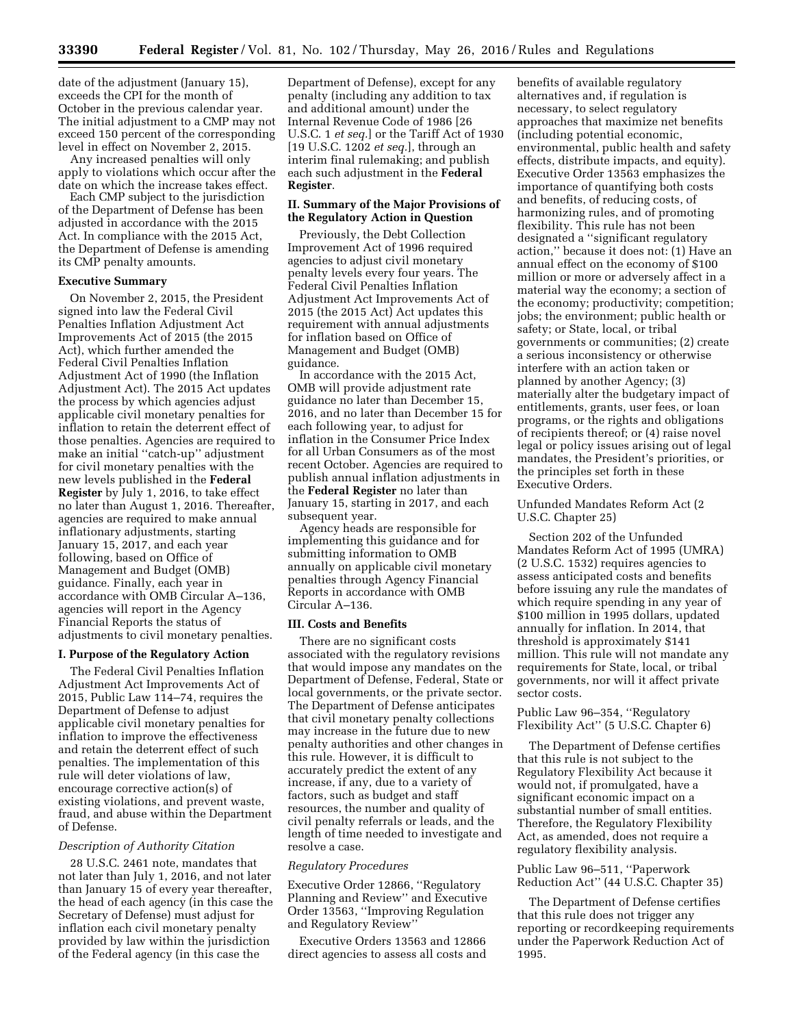date of the adjustment (January 15), exceeds the CPI for the month of October in the previous calendar year. The initial adjustment to a CMP may not exceed 150 percent of the corresponding level in effect on November 2, 2015.

Any increased penalties will only apply to violations which occur after the date on which the increase takes effect.

Each CMP subject to the jurisdiction of the Department of Defense has been adjusted in accordance with the 2015 Act. In compliance with the 2015 Act, the Department of Defense is amending its CMP penalty amounts.

**Executive Summary**

On November 2, 2015, the President signed into law the Federal Civil Penalties Inflation Adjustment Act Improvements Act of 2015 (the 2015 Act), which further amended the Federal Civil Penalties Inflation Adjustment Act of 1990 (the Inflation Adjustment Act). The 2015 Act updates the process by which agencies adjust applicable civil monetary penalties for inflation to retain the deterrent effect of those penalties. Agencies are required to make an initial ''catch-up'' adjustment for civil monetary penalties with the new levels published in the **Federal Register** by July 1, 2016, to take effect no later than August 1, 2016. Thereafter, agencies are required to make annual inflationary adjustments, starting January 15, 2017, and each year following, based on Office of Management and Budget (OMB) guidance. Finally, each year in accordance with OMB Circular A–136, agencies will report in the Agency Financial Reports the status of adjustments to civil monetary penalties.

**I. Purpose of the Regulatory Action**

The Federal Civil Penalties Inflation Adjustment Act Improvements Act of 2015, Public Law 114–74, requires the Department of Defense to adjust applicable civil monetary penalties for inflation to improve the effectiveness and retain the deterrent effect of such penalties. The implementation of this rule will deter violations of law, encourage corrective action(s) of existing violations, and prevent waste, fraud, and abuse within the Department of Defense.

*Description of Authority Citation*

28 U.S.C. 2461 note, mandates that not later than July 1, 2016, and not later than January 15 of every year thereafter, the head of each agency (in this case the Secretary of Defense) must adjust for inflation each civil monetary penalty provided by law within the jurisdiction of the Federal agency (in this case the Department of Defense), except for any penalty (including any addition to tax and additional amount) under the Internal Revenue Code of 1986 [26 U.S.C. 1 *et seq.*] or the Tariff Act of 1930 [19 U.S.C. 1202 *et seq.*], through an interim final rulemaking; and publish each such adjustment in the **Federal Register**.

**II. Summary of the Major Provisions of the Regulatory Action in Question**

Previously, the Debt Collection Improvement Act of 1996 required agencies to adjust civil monetary penalty levels every four years. The Federal Civil Penalties Inflation Adjustment Act Improvements Act of 2015 (the 2015 Act) updates this requirement with annual adjustments for inflation based on Office of Management and Budget (OMB) guidance.

In accordance with the 2015 Act, OMB will provide adjustment rate guidance no later than December 15, 2016, and no later than December 15 for each following year, to adjust for inflation in the Consumer Price Index for all Urban Consumers as of the most recent October. Agencies are required to publish annual inflation adjustments in the **Federal Register** no later than January 15, starting in 2017, and each subsequent year.

Agency heads are responsible for implementing this guidance and for submitting information to OMB annually on applicable civil monetary penalties through Agency Financial Reports in accordance with OMB Circular A–136.

**III. Costs and Benefits**

There are no significant costs associated with the regulatory revisions that would impose any mandates on the Department of Defense, Federal, State or local governments, or the private sector. The Department of Defense anticipates that civil monetary penalty collections may increase in the future due to new penalty authorities and other changes in this rule. However, it is difficult to accurately predict the extent of any increase, if any, due to a variety of factors, such as budget and staff resources, the number and quality of civil penalty referrals or leads, and the length of time needed to investigate and resolve a case.

*Regulatory Procedures*

Executive Order 12866, ''Regulatory Planning and Review'' and Executive Order 13563, ''Improving Regulation and Regulatory Review''

Executive Orders 13563 and 12866 direct agencies to assess all costs and benefits of available regulatory alternatives and, if regulation is necessary, to select regulatory approaches that maximize net benefits (including potential economic, environmental, public health and safety effects, distribute impacts, and equity). Executive Order 13563 emphasizes the importance of quantifying both costs and benefits, of reducing costs, of harmonizing rules, and of promoting flexibility. This rule has not been designated a ''significant regulatory action,'' because it does not: (1) Have an annual effect on the economy of $100 million or more or adversely affect in a material way the economy; a section of the economy; productivity; competition; jobs; the environment; public health or safety; or State, local, or tribal governments or communities; (2) create a serious inconsistency or otherwise interfere with an action taken or planned by another Agency; (3) materially alter the budgetary impact of entitlements, grants, user fees, or loan programs, or the rights and obligations of recipients thereof; or (4) raise novel legal or policy issues arising out of legal mandates, the President's priorities, or the principles set forth in these Executive Orders.

Unfunded Mandates Reform Act (2 U.S.C. Chapter 25)

Section 202 of the Unfunded Mandates Reform Act of 1995 (UMRA) (2 U.S.C. 1532) requires agencies to assess anticipated costs and benefits before issuing any rule the mandates of which require spending in any year of $100 million in 1995 dollars, updated annually for inflation. In 2014, that threshold is approximately $141 million. This rule will not mandate any requirements for State, local, or tribal governments, nor will it affect private sector costs.

Public Law 96–354, ''Regulatory Flexibility Act'' (5 U.S.C. Chapter 6)

The Department of Defense certifies that this rule is not subject to the Regulatory Flexibility Act because it would not, if promulgated, have a significant economic impact on a substantial number of small entities. Therefore, the Regulatory Flexibility Act, as amended, does not require a regulatory flexibility analysis.

Public Law 96–511, ''Paperwork Reduction Act'' (44 U.S.C. Chapter 35)

The Department of Defense certifies that this rule does not trigger any reporting or recordkeeping requirements under the Paperwork Reduction Act of 1995.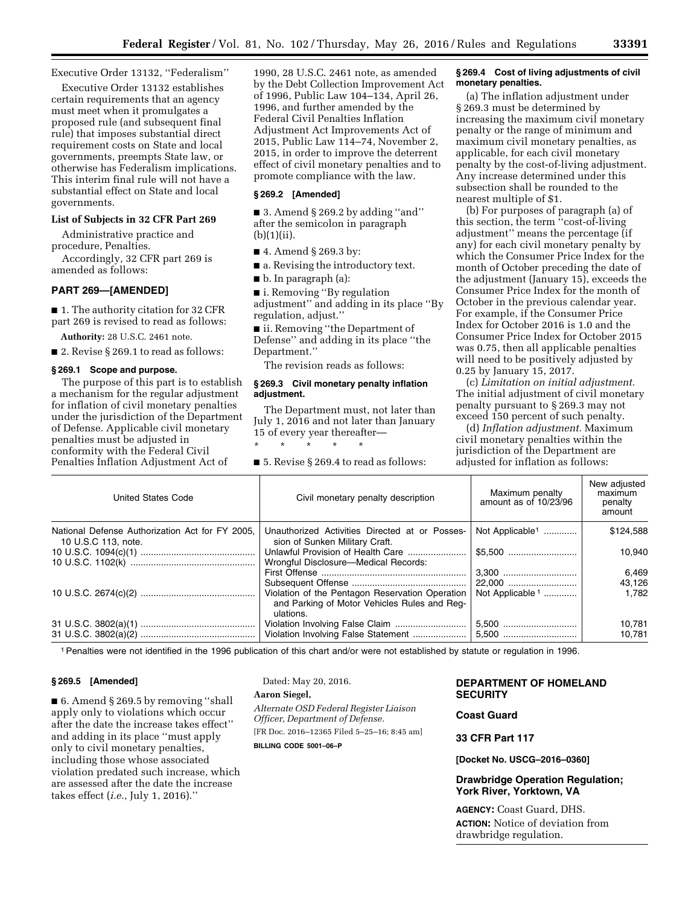Executive Order 13132, ''Federalism''

Executive Order 13132 establishes certain requirements that an agency must meet when it promulgates a proposed rule (and subsequent final rule) that imposes substantial direct requirement costs on State and local governments, preempts State law, or otherwise has Federalism implications. This interim final rule will not have a substantial effect on State and local governments.

**List of Subjects in 32 CFR Part 269**

Administrative practice and procedure, Penalties.

Accordingly, 32 CFR part 269 is amended as follows:

## PART 269—[AMENDED]

■ 1. The authority citation for 32 CFR part 269 is revised to read as follows:

**Authority:** 28 U.S.C. 2461 note.

■ 2. Revise § 269.1 to read as follows:

**§ 269.1 Scope and purpose.**

The purpose of this part is to establish a mechanism for the regular adjustment for inflation of civil monetary penalties under the jurisdiction of the Department of Defense. Applicable civil monetary penalties must be adjusted in conformity with the Federal Civil Penalties Inflation Adjustment Act of 1990, 28 U.S.C. 2461 note, as amended by the Debt Collection Improvement Act of 1996, Public Law 104–134, April 26, 1996, and further amended by the Federal Civil Penalties Inflation Adjustment Act Improvements Act of 2015, Public Law 114–74, November 2, 2015, in order to improve the deterrent effect of civil monetary penalties and to promote compliance with the law.

**§ 269.2 [Amended]**

■ 3. Amend § 269.2 by adding ''and'' after the semicolon in paragraph (b)(1)(ii).

■ 4. Amend § 269.3 by:

■ a. Revising the introductory text.

■ b. In paragraph (a):

■ i. Removing ''By regulation adjustment'' and adding in its place ''By regulation, adjust.''

■ ii. Removing ''the Department of Defense'' and adding in its place ''the Department.''

The revision reads as follows:

**§ 269.3 Civil monetary penalty inflation adjustment.**

The Department must, not later than July 1, 2016 and not later than January 15 of every year thereafter—

\* \* \* \* \*

■ 5. Revise § 269.4 to read as follows:

**§ 269.4 Cost of living adjustments of civil monetary penalties.**

(a) The inflation adjustment under § 269.3 must be determined by increasing the maximum civil monetary penalty or the range of minimum and maximum civil monetary penalties, as applicable, for each civil monetary penalty by the cost-of-living adjustment. Any increase determined under this subsection shall be rounded to the nearest multiple of $1.

(b) For purposes of paragraph (a) of this section, the term ''cost-of-living adjustment'' means the percentage (if any) for each civil monetary penalty by which the Consumer Price Index for the month of October preceding the date of the adjustment (January 15), exceeds the Consumer Price Index for the month of October in the previous calendar year. For example, if the Consumer Price Index for October 2016 is 1.0 and the Consumer Price Index for October 2015 was 0.75, then all applicable penalties will need to be positively adjusted by 0.25 by January 15, 2017.

(c) *Limitation on initial adjustment.* The initial adjustment of civil monetary penalty pursuant to § 269.3 may not exceed 150 percent of such penalty.

(d) *Inflation adjustment.* Maximum civil monetary penalties within the jurisdiction of the Department are adjusted for inflation as follows:

| United States Code | Civil monetary penalty description | Maximum penalty amount as of 10/23/96 | New adjusted maximum penalty amount |
|---|---|---|---|
| National Defense Authorization Act for FY 2005, 10 U.S.C 113, note. | Unauthorized Activities Directed at or Possession of Sunken Military Craft. | Not Applicable[1] | $124,588 |
| 10 U.S.C. 1094(c)(1) | Unlawful Provision of Health Care | $5,500 | 10,940 |
| 10 U.S.C. 1102(k) | Wrongful Disclosure—Medical Records: | | |
| | First Offense | 3,300 | 6,469 |
| | Subsequent Offense | 22,000 | 43,126 |
| 10 U.S.C. 2674(c)(2) | Violation of the Pentagon Reservation Operation and Parking of Motor Vehicles Rules and Regulations. | Not Applicable[1] | 1,782 |
| 31 U.S.C. 3802(a)(1) | Violation Involving False Claim | 5,500 | 10,781 |
| 31 U.S.C. 3802(a)(2) | Violation Involving False Statement | 5,500 | 10,781 |

[1] Penalties were not identified in the 1996 publication of this chart and/or were not established by statute or regulation in 1996.

**§ 269.5 [Amended]**

■ 6. Amend § 269.5 by removing ''shall apply only to violations which occur after the date the increase takes effect'' and adding in its place ''must apply only to civil monetary penalties, including those whose associated violation predated such increase, which are assessed after the date the increase takes effect (*i.e.,* July 1, 2016).''

Dated: May 20, 2016.

**Aaron Siegel,**

*Alternate OSD Federal Register Liaison Officer, Department of Defense.*

[FR Doc. 2016–12365 Filed 5–25–16; 8:45 am]

**BILLING CODE 5001–06–P**

## DEPARTMENT OF HOMELAND SECURITY

### Coast Guard

### 33 CFR Part 117

**[Docket No. USCG–2016–0360]**

### Drawbridge Operation Regulation; York River, Yorktown, VA

**AGENCY:** Coast Guard, DHS.

**ACTION:** Notice of deviation from drawbridge regulation.